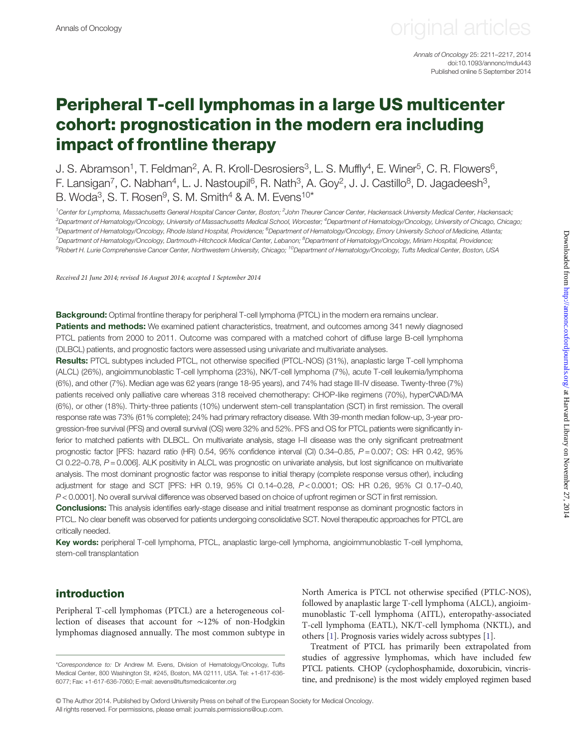# Peripheral T-cell lymphomas in a large US multicenter cohort: prognostication in the modern era including impact of frontline therapy

J. S. Abramson[1], T. Feldman[2], A. R. Kroll-Desrosiers[3], L. S. Muffly[4], E. Winer[5], C. R. Flowers[6], F. Lansigan[7], C. Nabhan[4], L. J. Nastoupil[6], R. Nath[3], A. Goy[2], J. J. Castillo[8], D. Jagadeesh[3], B. Woda[3], S. T. Rosen[9], S. M. Smith[4] & A. M. Evens[10]*

[1]Center for Lymphoma, Massachusetts General Hospital Cancer Center, Boston; [2]John Theurer Cancer Center, Hackensack University Medical Center, Hackensack; [3]Department of Hematology/Oncology, University of Massachusetts Medical School, Worcester; [4]Department of Hematology/Oncology, University of Chicago, Chicago; [5]Department of Hematology/Oncology, Rhode Island Hospital, Providence; [6]Department of Hematology/Oncology, Emory University School of Medicine, Atlanta; [7]Department of Hematology/Oncology, Dartmouth-Hitchcock Medical Center, Lebanon; [8]Department of Hematology/Oncology, Miriam Hospital, Providence; [9]Robert H. Lurie Comprehensive Cancer Center, Northwestern University, Chicago; [10]Department of Hematology/Oncology, Tufts Medical Center, Boston, USA

*Received 21 June 2014; revised 16 August 2014; accepted 1 September 2014*

**Background:** Optimal frontline therapy for peripheral T-cell lymphoma (PTCL) in the modern era remains unclear.

**Patients and methods:** We examined patient characteristics, treatment, and outcomes among 341 newly diagnosed PTCL patients from 2000 to 2011. Outcome was compared with a matched cohort of diffuse large B-cell lymphoma (DLBCL) patients, and prognostic factors were assessed using univariate and multivariate analyses.

**Results:** PTCL subtypes included PTCL, not otherwise specified (PTCL-NOS) (31%), anaplastic large T-cell lymphoma (ALCL) (26%), angioimmunoblastic T-cell lymphoma (23%), NK/T-cell lymphoma (7%), acute T-cell leukemia/lymphoma (6%), and other (7%). Median age was 62 years (range 18-95 years), and 74% had stage III-IV disease. Twenty-three (7%) patients received only palliative care whereas 318 received chemotherapy: CHOP-like regimens (70%), hyperCVAD/MA (6%), or other (18%). Thirty-three patients (10%) underwent stem-cell transplantation (SCT) in first remission. The overall response rate was 73% (61% complete); 24% had primary refractory disease. With 39-month median follow-up, 3-year progression-free survival (PFS) and overall survival (OS) were 32% and 52%. PFS and OS for PTCL patients were significantly inferior to matched patients with DLBCL. On multivariate analysis, stage I–II disease was the only significant pretreatment prognostic factor [PFS: hazard ratio (HR) 0.54, 95% confidence interval (CI) 0.34–0.85, $P = 0.007$; OS: HR 0.42, 95% CI 0.22–0.78, $P = 0.006$]. ALK positivity in ALCL was prognostic on univariate analysis, but lost significance on multivariate analysis. The most dominant prognostic factor was response to initial therapy (complete response versus other), including adjustment for stage and SCT [PFS: HR 0.19, 95% CI 0.14–0.28, $P < 0.0001$; OS: HR 0.26, 95% CI 0.17–0.40, $P < 0.0001$]. No overall survival difference was observed based on choice of upfront regimen or SCT in first remission.

**Conclusions:** This analysis identifies early-stage disease and initial treatment response as dominant prognostic factors in PTCL. No clear benefit was observed for patients undergoing consolidative SCT. Novel therapeutic approaches for PTCL are critically needed.

**Key words:** peripheral T-cell lymphoma, PTCL, anaplastic large-cell lymphoma, angioimmunoblastic T-cell lymphoma, stem-cell transplantation

## introduction

Peripheral T-cell lymphomas (PTCL) are a heterogeneous collection of diseases that account for ∼12% of non-Hodgkin lymphomas diagnosed annually. The most common subtype in North America is PTCL not otherwise specified (PTLC-NOS), followed by anaplastic large T-cell lymphoma (ALCL), angioimmunoblastic T-cell lymphoma (AITL), enteropathy-associated T-cell lymphoma (EATL), NK/T-cell lymphoma (NKTL), and others [1]. Prognosis varies widely across subtypes [1].

Treatment of PTCL has primarily been extrapolated from studies of aggressive lymphomas, which have included few PTCL patients. CHOP (cyclophosphamide, doxorubicin, vincristine, and prednisone) is the most widely employed regimen based

*Correspondence to: Dr Andrew M. Evens, Division of Hematology/Oncology, Tufts Medical Center, 800 Washington St, #245, Boston, MA 02111, USA. Tel: +1-617-636-6077; Fax: +1-617-636-7060; E-mail: aevens@tuftsmedicalcenter.org

© The Author 2014. Published by Oxford University Press on behalf of the European Society for Medical Oncology. All rights reserved. For permissions, please email: journals.permissions@oup.com.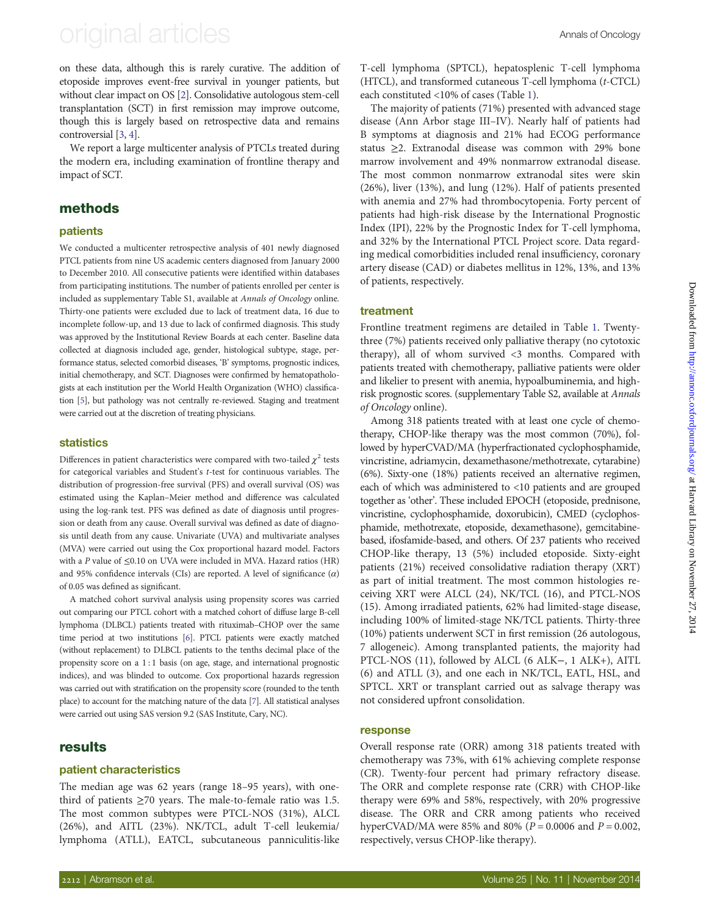on these data, although this is rarely curative. The addition of etoposide improves event-free survival in younger patients, but without clear impact on OS [2]. Consolidative autologous stem-cell transplantation (SCT) in first remission may improve outcome, though this is largely based on retrospective data and remains controversial [3, 4].

We report a large multicenter analysis of PTCLs treated during the modern era, including examination of frontline therapy and impact of SCT.

## methods

### patients

We conducted a multicenter retrospective analysis of 401 newly diagnosed PTCL patients from nine US academic centers diagnosed from January 2000 to December 2010. All consecutive patients were identified within databases from participating institutions. The number of patients enrolled per center is included as supplementary Table S1, available at *Annals of Oncology* online. Thirty-one patients were excluded due to lack of treatment data, 16 due to incomplete follow-up, and 13 due to lack of confirmed diagnosis. This study was approved by the Institutional Review Boards at each center. Baseline data collected at diagnosis included age, gender, histological subtype, stage, performance status, selected comorbid diseases, 'B' symptoms, prognostic indices, initial chemotherapy, and SCT. Diagnoses were confirmed by hematopathologists at each institution per the World Health Organization (WHO) classification [5], but pathology was not centrally re-reviewed. Staging and treatment were carried out at the discretion of treating physicians.

### statistics

Differences in patient characteristics were compared with two-tailed $\chi^2$ tests for categorical variables and Student's *t*-test for continuous variables. The distribution of progression-free survival (PFS) and overall survival (OS) was estimated using the Kaplan–Meier method and difference was calculated using the log-rank test. PFS was defined as date of diagnosis until progression or death from any cause. Overall survival was defined as date of diagnosis until death from any cause. Univariate (UVA) and multivariate analyses (MVA) were carried out using the Cox proportional hazard model. Factors with a *P* value of ≤0.10 on UVA were included in MVA. Hazard ratios (HR) and 95% confidence intervals (CIs) are reported. A level of significance ($\alpha$) of 0.05 was defined as significant.

A matched cohort survival analysis using propensity scores was carried out comparing our PTCL cohort with a matched cohort of diffuse large B-cell lymphoma (DLBCL) patients treated with rituximab–CHOP over the same time period at two institutions [6]. PTCL patients were exactly matched (without replacement) to DLBCL patients to the tenths decimal place of the propensity score on a 1 : 1 basis (on age, stage, and international prognostic indices), and was blinded to outcome. Cox proportional hazards regression was carried out with stratification on the propensity score (rounded to the tenth place) to account for the matching nature of the data [7]. All statistical analyses were carried out using SAS version 9.2 (SAS Institute, Cary, NC).

## results

### patient characteristics

The median age was 62 years (range 18–95 years), with one-third of patients ≥70 years. The male-to-female ratio was 1.5. The most common subtypes were PTCL-NOS (31%), ALCL (26%), and AITL (23%). NK/TCL, adult T-cell leukemia/lymphoma (ATLL), EATCL, subcutaneous panniculitis-like T-cell lymphoma (SPTCL), hepatosplenic T-cell lymphoma (HTCL), and transformed cutaneous T-cell lymphoma (*t*-CTCL) each constituted <10% of cases (Table 1).

The majority of patients (71%) presented with advanced stage disease (Ann Arbor stage III–IV). Nearly half of patients had B symptoms at diagnosis and 21% had ECOG performance status ≥2. Extranodal disease was common with 29% bone marrow involvement and 49% nonmarrow extranodal disease. The most common nonmarrow extranodal sites were skin (26%), liver (13%), and lung (12%). Half of patients presented with anemia and 27% had thrombocytopenia. Forty percent of patients had high-risk disease by the International Prognostic Index (IPI), 22% by the Prognostic Index for T-cell lymphoma, and 32% by the International PTCL Project score. Data regarding medical comorbidities included renal insufficiency, coronary artery disease (CAD) or diabetes mellitus in 12%, 13%, and 13% of patients, respectively.

### treatment

Frontline treatment regimens are detailed in Table 1. Twenty-three (7%) patients received only palliative therapy (no cytotoxic therapy), all of whom survived <3 months. Compared with patients treated with chemotherapy, palliative patients were older and likelier to present with anemia, hypoalbuminemia, and high-risk prognostic scores. (supplementary Table S2, available at *Annals of Oncology* online).

Among 318 patients treated with at least one cycle of chemotherapy, CHOP-like therapy was the most common (70%), followed by hyperCVAD/MA (hyperfractionated cyclophosphamide, vincristine, adriamycin, dexamethasone/methotrexate, cytarabine) (6%). Sixty-one (18%) patients received an alternative regimen, each of which was administered to <10 patients and are grouped together as 'other'. These included EPOCH (etoposide, prednisone, vincristine, cyclophosphamide, doxorubicin), CMED (cyclophosphamide, methotrexate, etoposide, dexamethasone), gemcitabine-based, ifosfamide-based, and others. Of 237 patients who received CHOP-like therapy, 13 (5%) included etoposide. Sixty-eight patients (21%) received consolidative radiation therapy (XRT) as part of initial treatment. The most common histologies receiving XRT were ALCL (24), NK/TCL (16), and PTCL-NOS (15). Among irradiated patients, 62% had limited-stage disease, including 100% of limited-stage NK/TCL patients. Thirty-three (10%) patients underwent SCT in first remission (26 autologous, 7 allogeneic). Among transplanted patients, the majority had PTCL-NOS (11), followed by ALCL (6 ALK−, 1 ALK+), AITL (6) and ATLL (3), and one each in NK/TCL, EATL, HSL, and SPTCL. XRT or transplant carried out as salvage therapy was not considered upfront consolidation.

### response

Overall response rate (ORR) among 318 patients treated with chemotherapy was 73%, with 61% achieving complete response (CR). Twenty-four percent had primary refractory disease. The ORR and complete response rate (CRR) with CHOP-like therapy were 69% and 58%, respectively, with 20% progressive disease. The ORR and CRR among patients who received hyperCVAD/MA were 85% and 80% ($P = 0.0006$ and $P = 0.002$, respectively, versus CHOP-like therapy).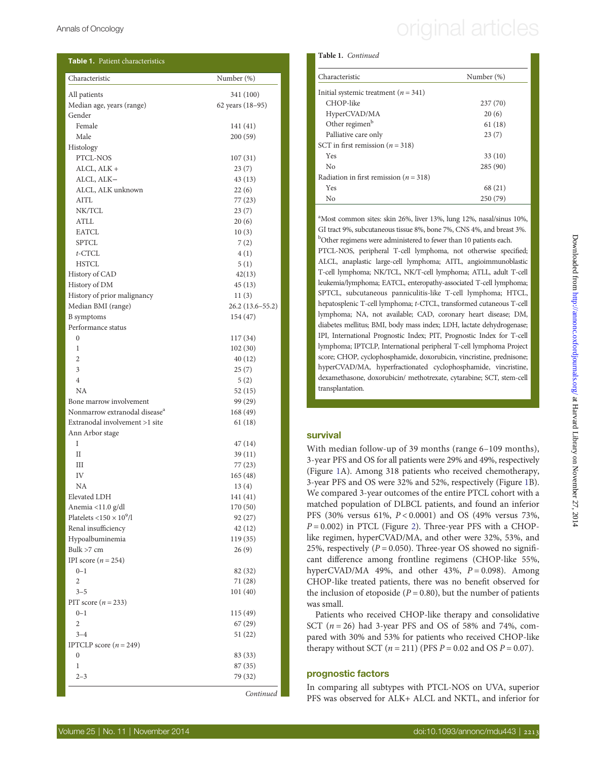**Table 1.** Patient characteristics

| Characteristic | Number (%) |
|---|---|
| All patients | 341 (100) |
| Median age, years (range) | 62 years (18–95) |
| Gender | |
| Female | 141 (41) |
| Male | 200 (59) |
| Histology | |
| PTCL-NOS | 107 (31) |
| ALCL, ALK + | 23 (7) |
| ALCL, ALK− | 43 (13) |
| ALCL, ALK unknown | 22 (6) |
| AITL | 77 (23) |
| NK/TCL | 23 (7) |
| ATLL | 20 (6) |
| EATCL | 10 (3) |
| SPTCL | 7 (2) |
| *t*-CTCL | 4 (1) |
| HSTCL | 5 (1) |
| History of CAD | 42(13) |
| History of DM | 45 (13) |
| History of prior malignancy | 11 (3) |
| Median BMI (range) | 26.2 (13.6–55.2) |
| B symptoms | 154 (47) |
| Performance status | |
| 0 | 117 (34) |
| 1 | 102 (30) |
| 2 | 40 (12) |
| 3 | 25 (7) |
| 4 | 5 (2) |
| NA | 52 (15) |
| Bone marrow involvement | 99 (29) |
| Nonmarrow extranodal disease[a] | 168 (49) |
| Extranodal involvement >1 site | 61 (18) |
| Ann Arbor stage | |
| I | 47 (14) |
| II | 39 (11) |
| III | 77 (23) |
| IV | 165 (48) |
| NA | 13 (4) |
| Elevated LDH | 141 (41) |
| Anemia <11.0 g/dl | 170 (50) |
| Platelets $<150 \times 10^9$/l | 92 (27) |
| Renal insufficiency | 42 (12) |
| Hypoalbuminemia | 119 (35) |
| Bulk >7 cm | 26 (9) |
| IPI score ($n = 254$) | |
| 0–1 | 82 (32) |
| 2 | 71 (28) |
| 3–5 | 101 (40) |
| PIT score ($n = 233$) | |
| 0–1 | 115 (49) |
| 2 | 67 (29) |
| 3–4 | 51 (22) |
| IPTCLP score ($n = 249$) | |
| 0 | 83 (33) |
| 1 | 87 (35) |
| 2–3 | 79 (32) |
| Initial systemic treatment ($n = 341$) | |
| CHOP-like | 237 (70) |
| HyperCVAD/MA | 20 (6) |
| Other regimen[b] | 61 (18) |
| Palliative care only | 23 (7) |
| SCT in first remission ($n = 318$) | |
| Yes | 33 (10) |
| No | 285 (90) |
| Radiation in first remission ($n = 318$) | |
| Yes | 68 (21) |
| No | 250 (79) |

[a]Most common sites: skin 26%, liver 13%, lung 12%, nasal/sinus 10%, GI tract 9%, subcutaneous tissue 8%, bone 7%, CNS 4%, and breast 3%.
[b]Other regimens were administered to fewer than 10 patients each.
PTCL-NOS, peripheral T-cell lymphoma, not otherwise specified; ALCL, anaplastic large-cell lymphoma; AITL, angioimmunoblastic T-cell lymphoma; NK/TCL, NK/T-cell lymphoma; ATLL, adult T-cell leukemia/lymphoma; EATCL, enteropathy-associated T-cell lymphoma; SPTCL, subcutaneous panniculitis-like T-cell lymphoma; HTCL, hepatosplenic T-cell lymphoma; *t*-CTCL, transformed cutaneous T-cell lymphoma; NA, not available; CAD, coronary heart disease; DM, diabetes mellitus; BMI, body mass index; LDH, lactate dehydrogenase; IPI, International Prognostic Index; PIT, Prognostic Index for T-cell lymphoma; IPTCLP, International peripheral T-cell lymphoma Project score; CHOP, cyclophosphamide, doxorubicin, vincristine, prednisone; hyperCVAD/MA, hyperfractionated cyclophosphamide, vincristine, dexamethasone, doxorubicin/ methotrexate, cytarabine; SCT, stem-cell transplantation.

## survival

With median follow-up of 39 months (range 6–109 months), 3-year PFS and OS for all patients were 29% and 49%, respectively (Figure 1A). Among 318 patients who received chemotherapy, 3-year PFS and OS were 32% and 52%, respectively (Figure 1B). We compared 3-year outcomes of the entire PTCL cohort with a matched population of DLBCL patients, and found an inferior PFS (30% versus 61%, $P < 0.0001$) and OS (49% versus 73%, $P = 0.002$) in PTCL (Figure 2). Three-year PFS with a CHOP-like regimen, hyperCVAD/MA, and other were 32%, 53%, and 25%, respectively ($P = 0.050$). Three-year OS showed no significant difference among frontline regimens (CHOP-like 55%, hyperCVAD/MA 49%, and other 43%, $P = 0.098$). Among CHOP-like treated patients, there was no benefit observed for the inclusion of etoposide ($P = 0.80$), but the number of patients was small.

Patients who received CHOP-like therapy and consolidative SCT ($n = 26$) had 3-year PFS and OS of 58% and 74%, compared with 30% and 53% for patients who received CHOP-like therapy without SCT ($n = 211$) (PFS $P = 0.02$ and OS $P = 0.07$).

## prognostic factors

In comparing all subtypes with PTCL-NOS on UVA, superior PFS was observed for ALK+ ALCL and NKTL, and inferior for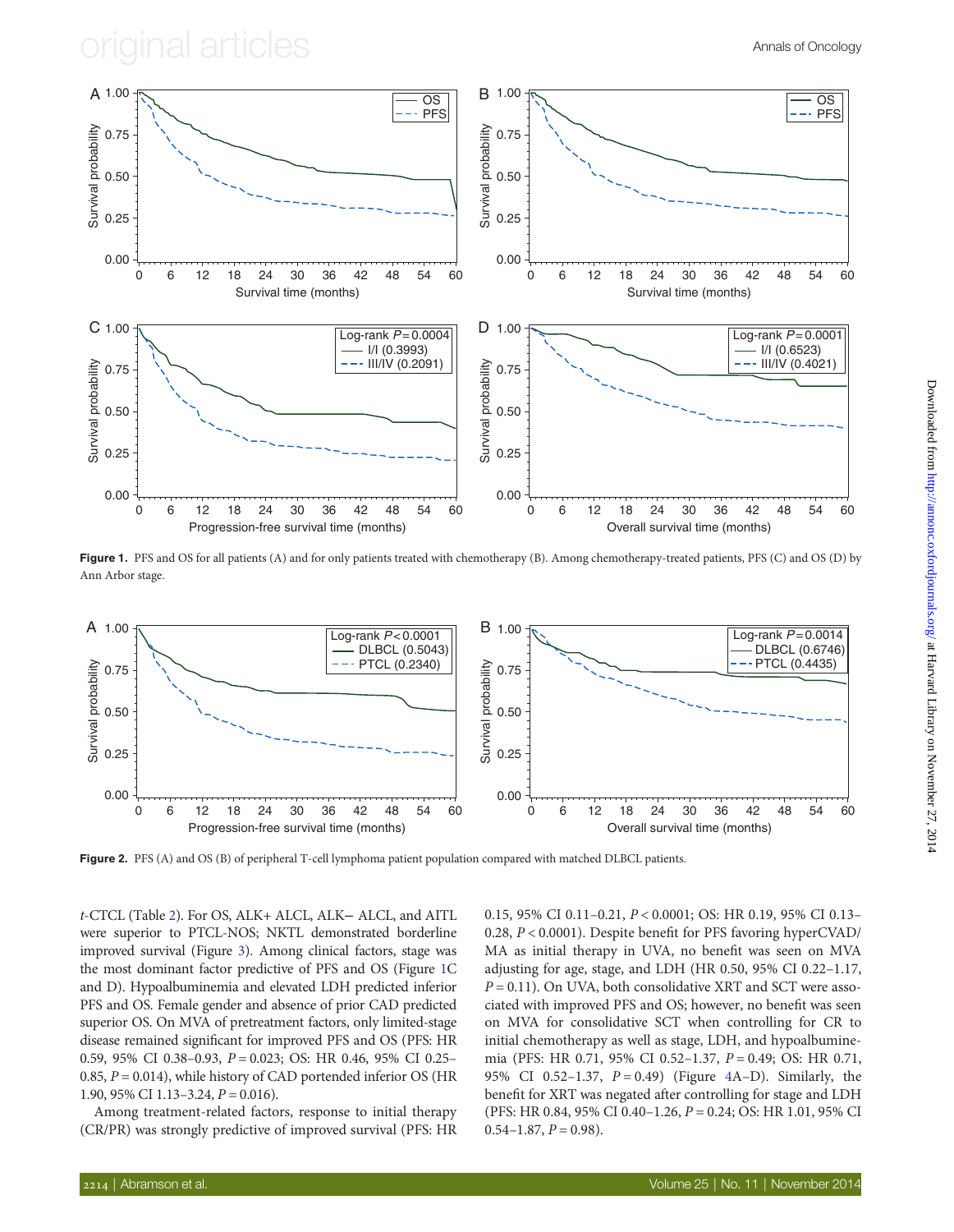**Figure 1.** PFS and OS for all patients (A) and for only patients treated with chemotherapy (B). Among chemotherapy-treated patients, PFS (C) and OS (D) by Ann Arbor stage.

**Figure 2.** PFS (A) and OS (B) of peripheral T-cell lymphoma patient population compared with matched DLBCL patients.

*t*-CTCL (Table 2). For OS, ALK+ ALCL, ALK− ALCL, and AITL were superior to PTCL-NOS; NKTL demonstrated borderline improved survival (Figure 3). Among clinical factors, stage was the most dominant factor predictive of PFS and OS (Figure 1C and D). Hypoalbuminemia and elevated LDH predicted inferior PFS and OS. Female gender and absence of prior CAD predicted superior OS. On MVA of pretreatment factors, only limited-stage disease remained significant for improved PFS and OS (PFS: HR 0.59, 95% CI 0.38–0.93, $P = 0.023$; OS: HR 0.46, 95% CI 0.25–0.85, $P = 0.014$), while history of CAD portended inferior OS (HR 1.90, 95% CI 1.13–3.24, $P = 0.016$).

Among treatment-related factors, response to initial therapy (CR/PR) was strongly predictive of improved survival (PFS: HR 0.15, 95% CI 0.11–0.21, $P < 0.0001$; OS: HR 0.19, 95% CI 0.13–0.28, $P < 0.0001$). Despite benefit for PFS favoring hyperCVAD/MA as initial therapy in UVA, no benefit was seen on MVA adjusting for age, stage, and LDH (HR 0.50, 95% CI 0.22–1.17, $P = 0.11$). On UVA, both consolidative XRT and SCT were associated with improved PFS and OS; however, no benefit was seen on MVA for consolidative SCT when controlling for CR to initial chemotherapy as well as stage, LDH, and hypoalbuminemia (PFS: HR 0.71, 95% CI 0.52–1.37, $P = 0.49$; OS: HR 0.71, 95% CI 0.52–1.37, $P = 0.49$) (Figure 4A–D). Similarly, the benefit for XRT was negated after controlling for stage and LDH (PFS: HR 0.84, 95% CI 0.40–1.26, $P = 0.24$; OS: HR 1.01, 95% CI 0.54–1.87, $P = 0.98$).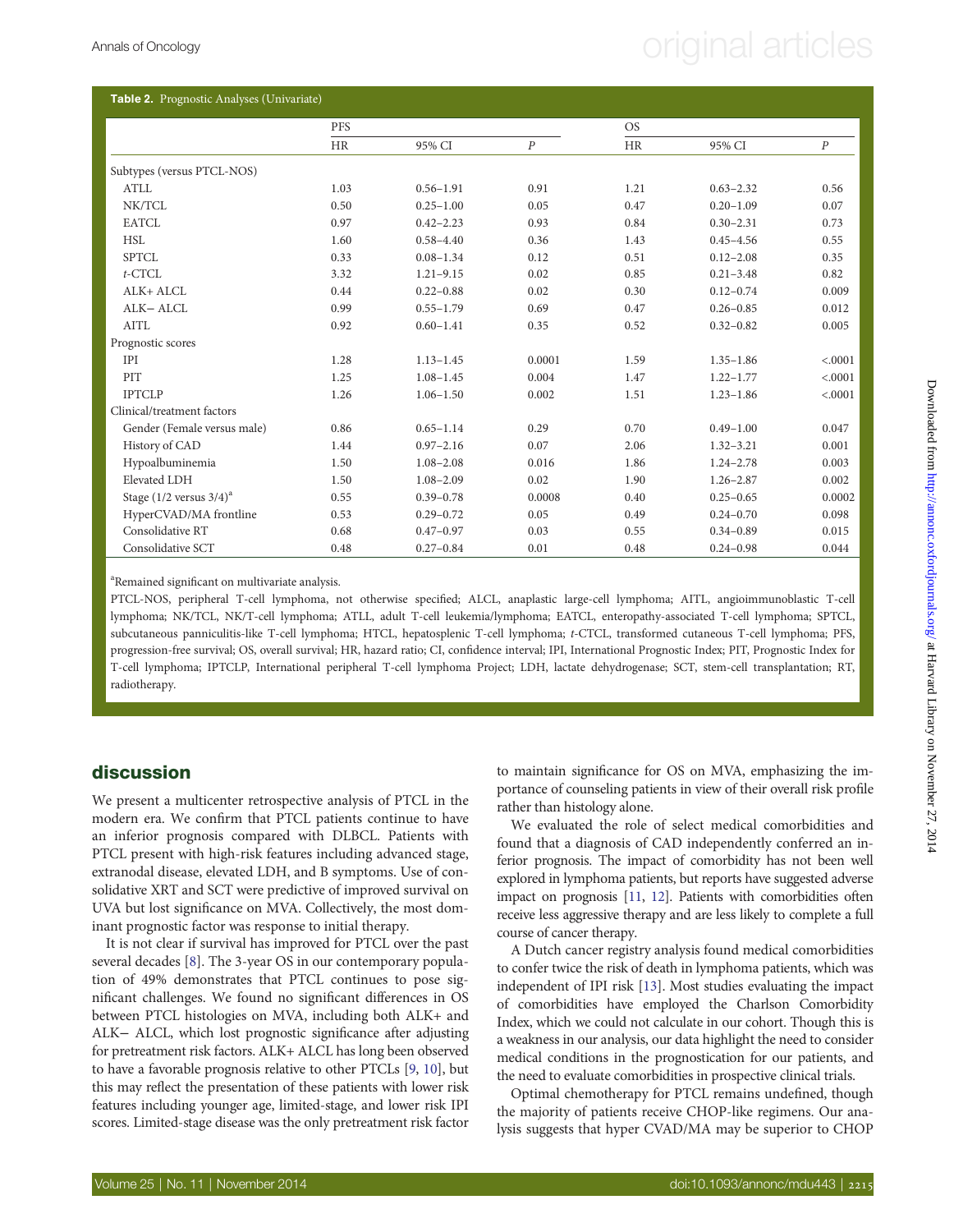**Table 2.** Prognostic Analyses (Univariate)

| | PFS | | | OS | | |
|---|---|---|---|---|---|---|
| | HR | 95% CI | *P* | HR | 95% CI | *P* |
| Subtypes (versus PTCL-NOS) | | | | | | |
| ATLL | 1.03 | 0.56–1.91 | 0.91 | 1.21 | 0.63–2.32 | 0.56 |
| NK/TCL | 0.50 | 0.25–1.00 | 0.05 | 0.47 | 0.20–1.09 | 0.07 |
| EATCL | 0.97 | 0.42–2.23 | 0.93 | 0.84 | 0.30–2.31 | 0.73 |
| HSL | 1.60 | 0.58–4.40 | 0.36 | 1.43 | 0.45–4.56 | 0.55 |
| SPTCL | 0.33 | 0.08–1.34 | 0.12 | 0.51 | 0.12–2.08 | 0.35 |
| *t*-CTCL | 3.32 | 1.21–9.15 | 0.02 | 0.85 | 0.21–3.48 | 0.82 |
| ALK+ ALCL | 0.44 | 0.22–0.88 | 0.02 | 0.30 | 0.12–0.74 | 0.009 |
| ALK− ALCL | 0.99 | 0.55–1.79 | 0.69 | 0.47 | 0.26–0.85 | 0.012 |
| AITL | 0.92 | 0.60–1.41 | 0.35 | 0.52 | 0.32–0.82 | 0.005 |
| Prognostic scores | | | | | | |
| IPI | 1.28 | 1.13–1.45 | 0.0001 | 1.59 | 1.35–1.86 | <.0001 |
| PIT | 1.25 | 1.08–1.45 | 0.004 | 1.47 | 1.22–1.77 | <.0001 |
| IPTCLP | 1.26 | 1.06–1.50 | 0.002 | 1.51 | 1.23–1.86 | <.0001 |
| Clinical/treatment factors | | | | | | |
| Gender (Female versus male) | 0.86 | 0.65–1.14 | 0.29 | 0.70 | 0.49–1.00 | 0.047 |
| History of CAD | 1.44 | 0.97–2.16 | 0.07 | 2.06 | 1.32–3.21 | 0.001 |
| Hypoalbuminemia | 1.50 | 1.08–2.08 | 0.016 | 1.86 | 1.24–2.78 | 0.003 |
| Elevated LDH | 1.50 | 1.08–2.09 | 0.02 | 1.90 | 1.26–2.87 | 0.002 |
| Stage (1/2 versus 3/4)[a] | 0.55 | 0.39–0.78 | 0.0008 | 0.40 | 0.25–0.65 | 0.0002 |
| HyperCVAD/MA frontline | 0.53 | 0.29–0.72 | 0.05 | 0.49 | 0.24–0.70 | 0.098 |
| Consolidative RT | 0.68 | 0.47–0.97 | 0.03 | 0.55 | 0.34–0.89 | 0.015 |
| Consolidative SCT | 0.48 | 0.27–0.84 | 0.01 | 0.48 | 0.24–0.98 | 0.044 |

[a]Remained significant on multivariate analysis.

PTCL-NOS, peripheral T-cell lymphoma, not otherwise specified; ALCL, anaplastic large-cell lymphoma; AITL, angioimmunoblastic T-cell lymphoma; NK/TCL, NK/T-cell lymphoma; ATLL, adult T-cell leukemia/lymphoma; EATCL, enteropathy-associated T-cell lymphoma; SPTCL, subcutaneous panniculitis-like T-cell lymphoma; HTCL, hepatosplenic T-cell lymphoma; *t*-CTCL, transformed cutaneous T-cell lymphoma; PFS, progression-free survival; OS, overall survival; HR, hazard ratio; CI, confidence interval; IPI, International Prognostic Index; PIT, Prognostic Index for T-cell lymphoma; IPTCLP, International peripheral T-cell lymphoma Project; LDH, lactate dehydrogenase; SCT, stem-cell transplantation; RT, radiotherapy.

## discussion

We present a multicenter retrospective analysis of PTCL in the modern era. We confirm that PTCL patients continue to have an inferior prognosis compared with DLBCL. Patients with PTCL present with high-risk features including advanced stage, extranodal disease, elevated LDH, and B symptoms. Use of consolidative XRT and SCT were predictive of improved survival on UVA but lost significance on MVA. Collectively, the most dominant prognostic factor was response to initial therapy.

It is not clear if survival has improved for PTCL over the past several decades [8]. The 3-year OS in our contemporary population of 49% demonstrates that PTCL continues to pose significant challenges. We found no significant differences in OS between PTCL histologies on MVA, including both ALK+ and ALK− ALCL, which lost prognostic significance after adjusting for pretreatment risk factors. ALK+ ALCL has long been observed to have a favorable prognosis relative to other PTCLs [9, 10], but this may reflect the presentation of these patients with lower risk features including younger age, limited-stage, and lower risk IPI scores. Limited-stage disease was the only pretreatment risk factor to maintain significance for OS on MVA, emphasizing the importance of counseling patients in view of their overall risk profile rather than histology alone.

We evaluated the role of select medical comorbidities and found that a diagnosis of CAD independently conferred an inferior prognosis. The impact of comorbidity has not been well explored in lymphoma patients, but reports have suggested adverse impact on prognosis [11, 12]. Patients with comorbidities often receive less aggressive therapy and are less likely to complete a full course of cancer therapy.

A Dutch cancer registry analysis found medical comorbidities to confer twice the risk of death in lymphoma patients, which was independent of IPI risk [13]. Most studies evaluating the impact of comorbidities have employed the Charlson Comorbidity Index, which we could not calculate in our cohort. Though this is a weakness in our analysis, our data highlight the need to consider medical conditions in the prognostication for our patients, and the need to evaluate comorbidities in prospective clinical trials.

Optimal chemotherapy for PTCL remains undefined, though the majority of patients receive CHOP-like regimens. Our analysis suggests that hyper CVAD/MA may be superior to CHOP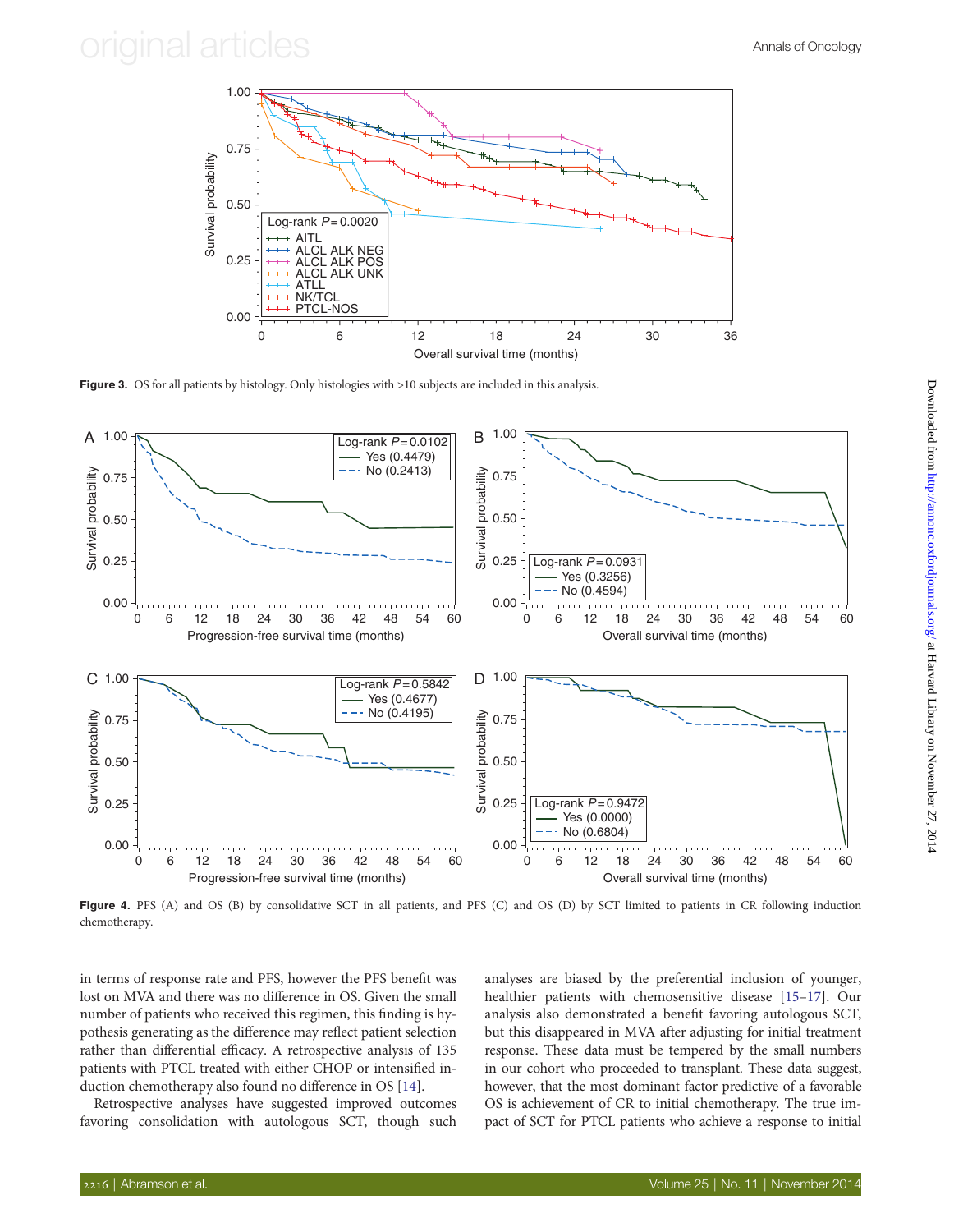Figure 3. OS for all patients by histology. Only histologies with >10 subjects are included in this analysis.

Figure 4. PFS (A) and OS (B) by consolidative SCT in all patients, and PFS (C) and OS (D) by SCT limited to patients in CR following induction chemotherapy.

in terms of response rate and PFS, however the PFS benefit was lost on MVA and there was no difference in OS. Given the small number of patients who received this regimen, this finding is hypothesis generating as the difference may reflect patient selection rather than differential efficacy. A retrospective analysis of 135 patients with PTCL treated with either CHOP or intensified induction chemotherapy also found no difference in OS [14].

Retrospective analyses have suggested improved outcomes favoring consolidation with autologous SCT, though such analyses are biased by the preferential inclusion of younger, healthier patients with chemosensitive disease [15–17]. Our analysis also demonstrated a benefit favoring autologous SCT, but this disappeared in MVA after adjusting for initial treatment response. These data must be tempered by the small numbers in our cohort who proceeded to transplant. These data suggest, however, that the most dominant factor predictive of a favorable OS is achievement of CR to initial chemotherapy. The true impact of SCT for PTCL patients who achieve a response to initial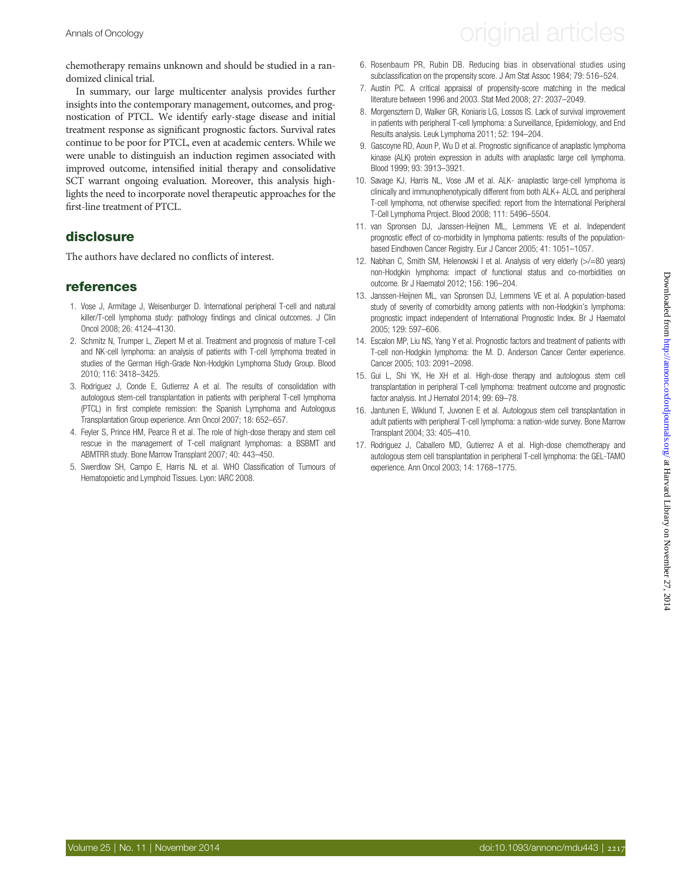chemotherapy remains unknown and should be studied in a randomized clinical trial.

In summary, our large multicenter analysis provides further insights into the contemporary management, outcomes, and prognostication of PTCL. We identify early-stage disease and initial treatment response as significant prognostic factors. Survival rates continue to be poor for PTCL, even at academic centers. While we were unable to distinguish an induction regimen associated with improved outcome, intensified initial therapy and consolidative SCT warrant ongoing evaluation. Moreover, this analysis highlights the need to incorporate novel therapeutic approaches for the first-line treatment of PTCL.

## disclosure

The authors have declared no conflicts of interest.

## references

1. Vose J, Armitage J, Weisenburger D. International peripheral T-cell and natural killer/T-cell lymphoma study: pathology findings and clinical outcomes. J Clin Oncol 2008; 26: 4124–4130.
2. Schmitz N, Trumper L, Ziepert M et al. Treatment and prognosis of mature T-cell and NK-cell lymphoma: an analysis of patients with T-cell lymphoma treated in studies of the German High-Grade Non-Hodgkin Lymphoma Study Group. Blood 2010; 116: 3418–3425.
3. Rodriguez J, Conde E, Gutierrez A et al. The results of consolidation with autologous stem-cell transplantation in patients with peripheral T-cell lymphoma (PTCL) in first complete remission: the Spanish Lymphoma and Autologous Transplantation Group experience. Ann Oncol 2007; 18: 652–657.
4. Feyler S, Prince HM, Pearce R et al. The role of high-dose therapy and stem cell rescue in the management of T-cell malignant lymphomas: a BSBMT and ABMTRR study. Bone Marrow Transplant 2007; 40: 443–450.
5. Swerdlow SH, Campo E, Harris NL et al. WHO Classification of Tumours of Hematopoietic and Lymphoid Tissues. Lyon: IARC 2008.
6. Rosenbaum PR, Rubin DB. Reducing bias in observational studies using subclassification on the propensity score. J Am Stat Assoc 1984; 79: 516–524.
7. Austin PC. A critical appraisal of propensity-score matching in the medical literature between 1996 and 2003. Stat Med 2008; 27: 2037–2049.
8. Morgensztern D, Walker GR, Koniaris LG, Lossos IS. Lack of survival improvement in patients with peripheral T-cell lymphoma: a Surveillance, Epidemiology, and End Results analysis. Leuk Lymphoma 2011; 52: 194–204.
9. Gascoyne RD, Aoun P, Wu D et al. Prognostic significance of anaplastic lymphoma kinase (ALK) protein expression in adults with anaplastic large cell lymphoma. Blood 1999; 93: 3913–3921.
10. Savage KJ, Harris NL, Vose JM et al. ALK- anaplastic large-cell lymphoma is clinically and immunophenotypically different from both ALK+ ALCL and peripheral T-cell lymphoma, not otherwise specified: report from the International Peripheral T-Cell Lymphoma Project. Blood 2008; 111: 5496–5504.
11. van Spronsen DJ, Janssen-Heijnen ML, Lemmens VE et al. Independent prognostic effect of co-morbidity in lymphoma patients: results of the population-based Eindhoven Cancer Registry. Eur J Cancer 2005; 41: 1051–1057.
12. Nabhan C, Smith SM, Helenowski I et al. Analysis of very elderly (>/=80 years) non-Hodgkin lymphoma: impact of functional status and co-morbidities on outcome. Br J Haematol 2012; 156: 196–204.
13. Janssen-Heijnen ML, van Spronsen DJ, Lemmens VE et al. A population-based study of severity of comorbidity among patients with non-Hodgkin's lymphoma: prognostic impact independent of International Prognostic Index. Br J Haematol 2005; 129: 597–606.
14. Escalon MP, Liu NS, Yang Y et al. Prognostic factors and treatment of patients with T-cell non-Hodgkin lymphoma: the M. D. Anderson Cancer Center experience. Cancer 2005; 103: 2091–2098.
15. Gui L, Shi YK, He XH et al. High-dose therapy and autologous stem cell transplantation in peripheral T-cell lymphoma: treatment outcome and prognostic factor analysis. Int J Hematol 2014; 99: 69–78.
16. Jantunen E, Wiklund T, Juvonen E et al. Autologous stem cell transplantation in adult patients with peripheral T-cell lymphoma: a nation-wide survey. Bone Marrow Transplant 2004; 33: 405–410.
17. Rodriguez J, Caballero MD, Gutierrez A et al. High-dose chemotherapy and autologous stem cell transplantation in peripheral T-cell lymphoma: the GEL-TAMO experience. Ann Oncol 2003; 14: 1768–1775.